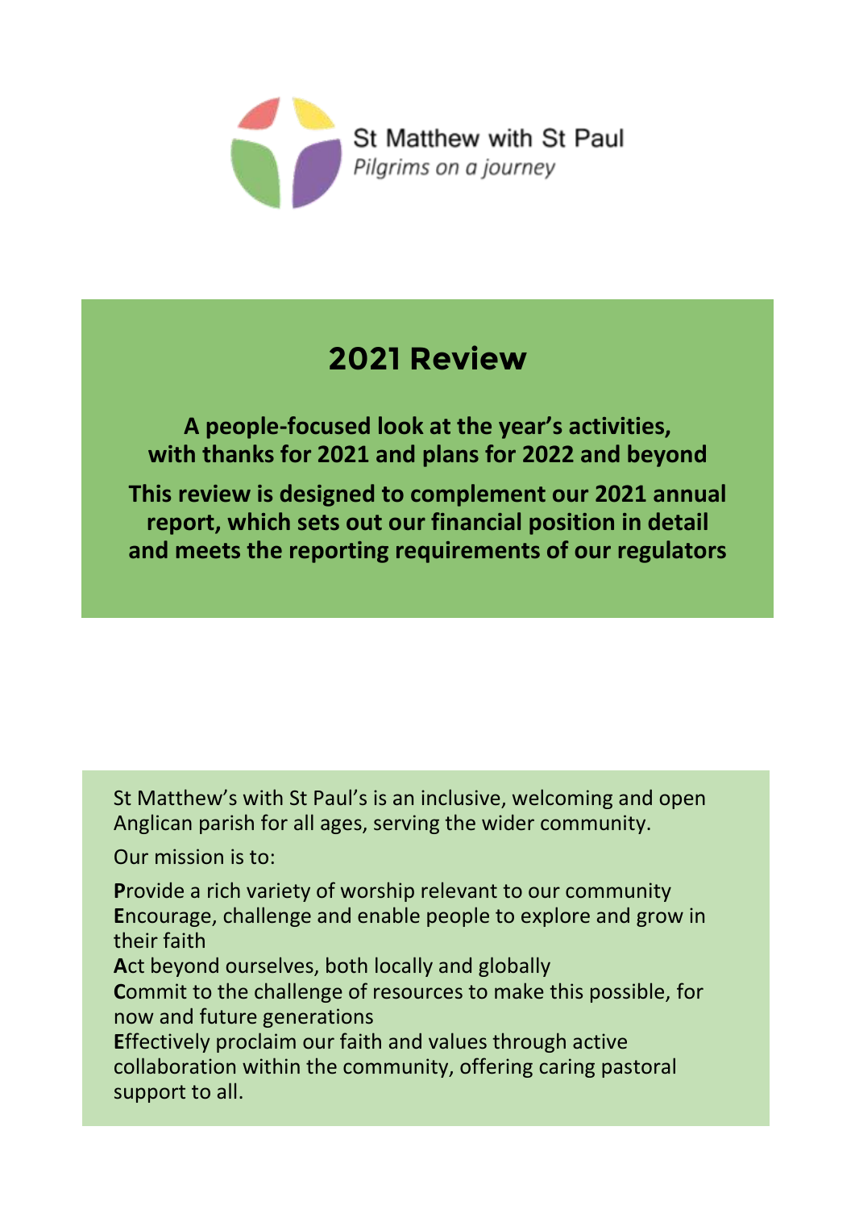St Matthew with St Paul

*Pilgrims on a journey*

# 2021 Review

**A people-focused look at the year's activities, with thanks for 2021 and plans for 2022 and beyond**

**This review is designed to complement our 2021 annual report, which sets out our financial position in detail and meets the reporting requirements of our regulators**

St Matthew's with St Paul's is an inclusive, welcoming and open Anglican parish for all ages, serving the wider community.

Our mission is to:

**P**rovide a rich variety of worship relevant to our community
**E**ncourage, challenge and enable people to explore and grow in their faith
**A**ct beyond ourselves, both locally and globally
**C**ommit to the challenge of resources to make this possible, for now and future generations
**E**ffectively proclaim our faith and values through active collaboration within the community, offering caring pastoral support to all.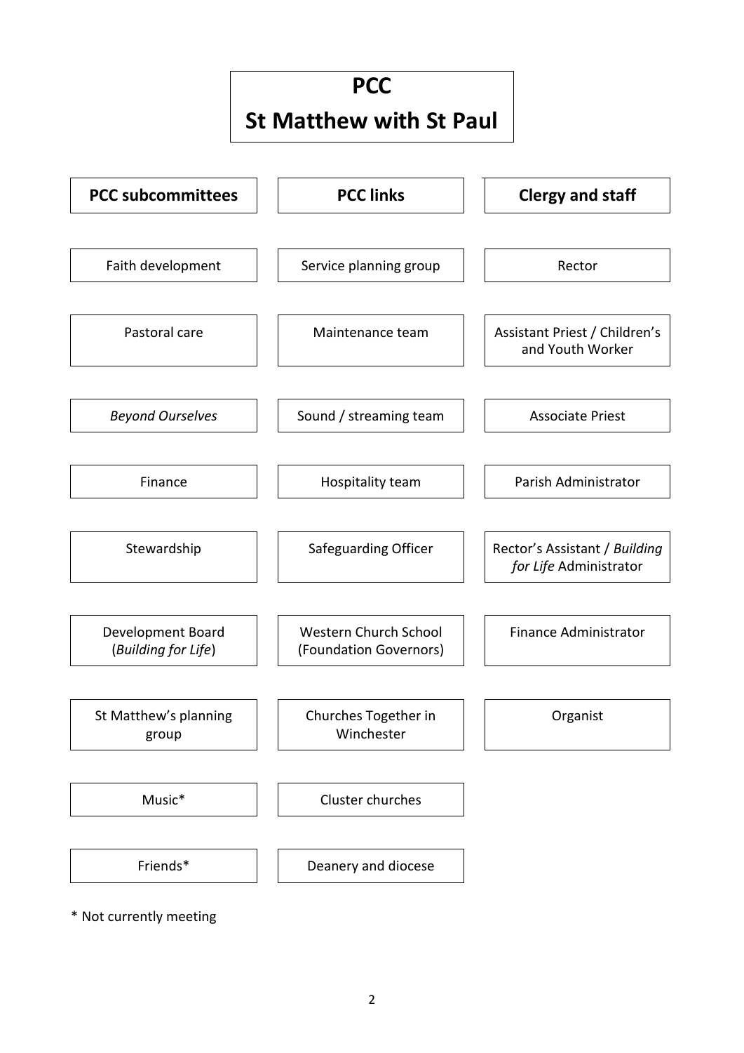# PCC

# St Matthew with St Paul

| **PCC subcommittees** | **PCC links** | **Clergy and staff** |
| --- | --- | --- |
| Faith development | Service planning group | Rector |
| Pastoral care | Maintenance team | Assistant Priest / Children's and Youth Worker |
| *Beyond Ourselves* | Sound / streaming team | Associate Priest |
| Finance | Hospitality team | Parish Administrator |
| Stewardship | Safeguarding Officer | Rector's Assistant / *Building for Life* Administrator |
| Development Board (*Building for Life*) | Western Church School (Foundation Governors) | Finance Administrator |
| St Matthew's planning group | Churches Together in Winchester | Organist |
| Music* | Cluster churches | |
| Friends* | Deanery and diocese | |

* Not currently meeting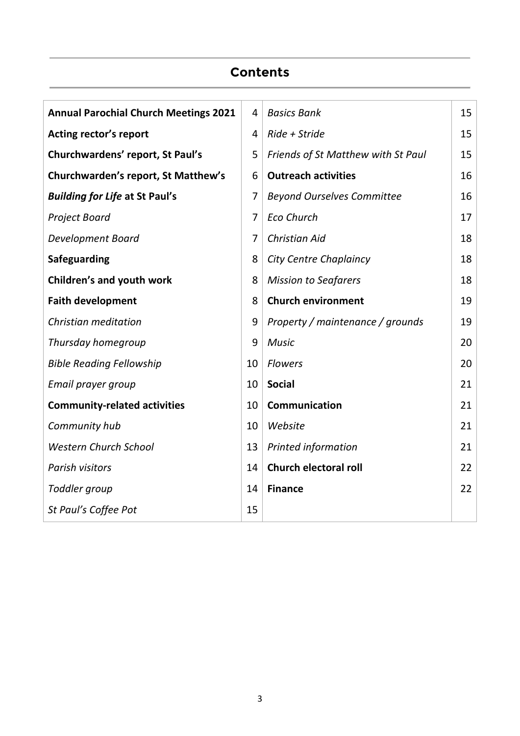## Contents

| | | | |
|---|---|---|---|
| **Annual Parochial Church Meetings 2021** | 4 | *Basics Bank* | 15 |
| **Acting rector's report** | 4 | *Ride + Stride* | 15 |
| **Churchwardens' report, St Paul's** | 5 | *Friends of St Matthew with St Paul* | 15 |
| **Churchwarden's report, St Matthew's** | 6 | **Outreach activities** | 16 |
| ***Building for Life* at St Paul's** | 7 | *Beyond Ourselves Committee* | 16 |
| *Project Board* | 7 | *Eco Church* | 17 |
| *Development Board* | 7 | *Christian Aid* | 18 |
| **Safeguarding** | 8 | *City Centre Chaplaincy* | 18 |
| **Children's and youth work** | 8 | *Mission to Seafarers* | 18 |
| **Faith development** | 8 | **Church environment** | 19 |
| *Christian meditation* | 9 | *Property / maintenance / grounds* | 19 |
| *Thursday homegroup* | 9 | *Music* | 20 |
| *Bible Reading Fellowship* | 10 | *Flowers* | 20 |
| *Email prayer group* | 10 | **Social** | 21 |
| **Community-related activities** | 10 | **Communication** | 21 |
| *Community hub* | 10 | *Website* | 21 |
| *Western Church School* | 13 | *Printed information* | 21 |
| *Parish visitors* | 14 | **Church electoral roll** | 22 |
| *Toddler group* | 14 | **Finance** | 22 |
| *St Paul's Coffee Pot* | 15 | | |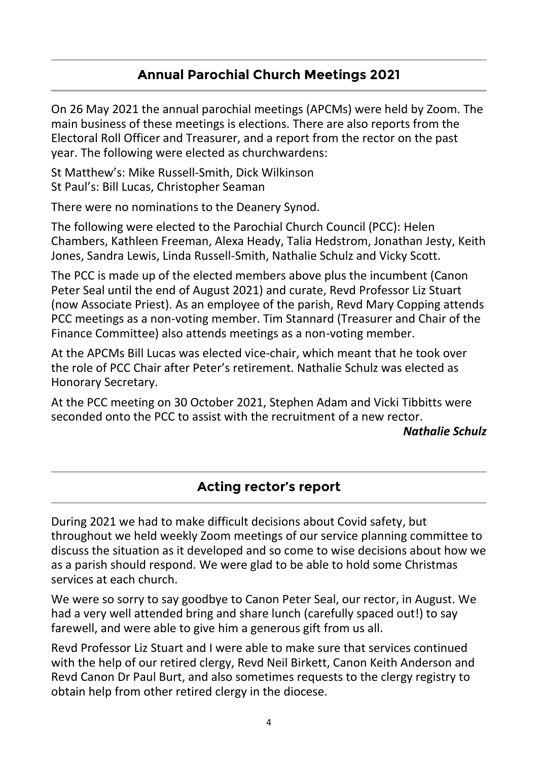## Annual Parochial Church Meetings 2021

On 26 May 2021 the annual parochial meetings (APCMs) were held by Zoom. The main business of these meetings is elections. There are also reports from the Electoral Roll Officer and Treasurer, and a report from the rector on the past year. The following were elected as churchwardens:

St Matthew's: Mike Russell-Smith, Dick Wilkinson
St Paul's: Bill Lucas, Christopher Seaman

There were no nominations to the Deanery Synod.

The following were elected to the Parochial Church Council (PCC): Helen Chambers, Kathleen Freeman, Alexa Heady, Talia Hedstrom, Jonathan Jesty, Keith Jones, Sandra Lewis, Linda Russell-Smith, Nathalie Schulz and Vicky Scott.

The PCC is made up of the elected members above plus the incumbent (Canon Peter Seal until the end of August 2021) and curate, Revd Professor Liz Stuart (now Associate Priest). As an employee of the parish, Revd Mary Copping attends PCC meetings as a non-voting member. Tim Stannard (Treasurer and Chair of the Finance Committee) also attends meetings as a non-voting member.

At the APCMs Bill Lucas was elected vice-chair, which meant that he took over the role of PCC Chair after Peter's retirement. Nathalie Schulz was elected as Honorary Secretary.

At the PCC meeting on 30 October 2021, Stephen Adam and Vicki Tibbitts were seconded onto the PCC to assist with the recruitment of a new rector.

***Nathalie Schulz***

## Acting rector's report

During 2021 we had to make difficult decisions about Covid safety, but throughout we held weekly Zoom meetings of our service planning committee to discuss the situation as it developed and so come to wise decisions about how we as a parish should respond. We were glad to be able to hold some Christmas services at each church.

We were so sorry to say goodbye to Canon Peter Seal, our rector, in August. We had a very well attended bring and share lunch (carefully spaced out!) to say farewell, and were able to give him a generous gift from us all.

Revd Professor Liz Stuart and I were able to make sure that services continued with the help of our retired clergy, Revd Neil Birkett, Canon Keith Anderson and Revd Canon Dr Paul Burt, and also sometimes requests to the clergy registry to obtain help from other retired clergy in the diocese.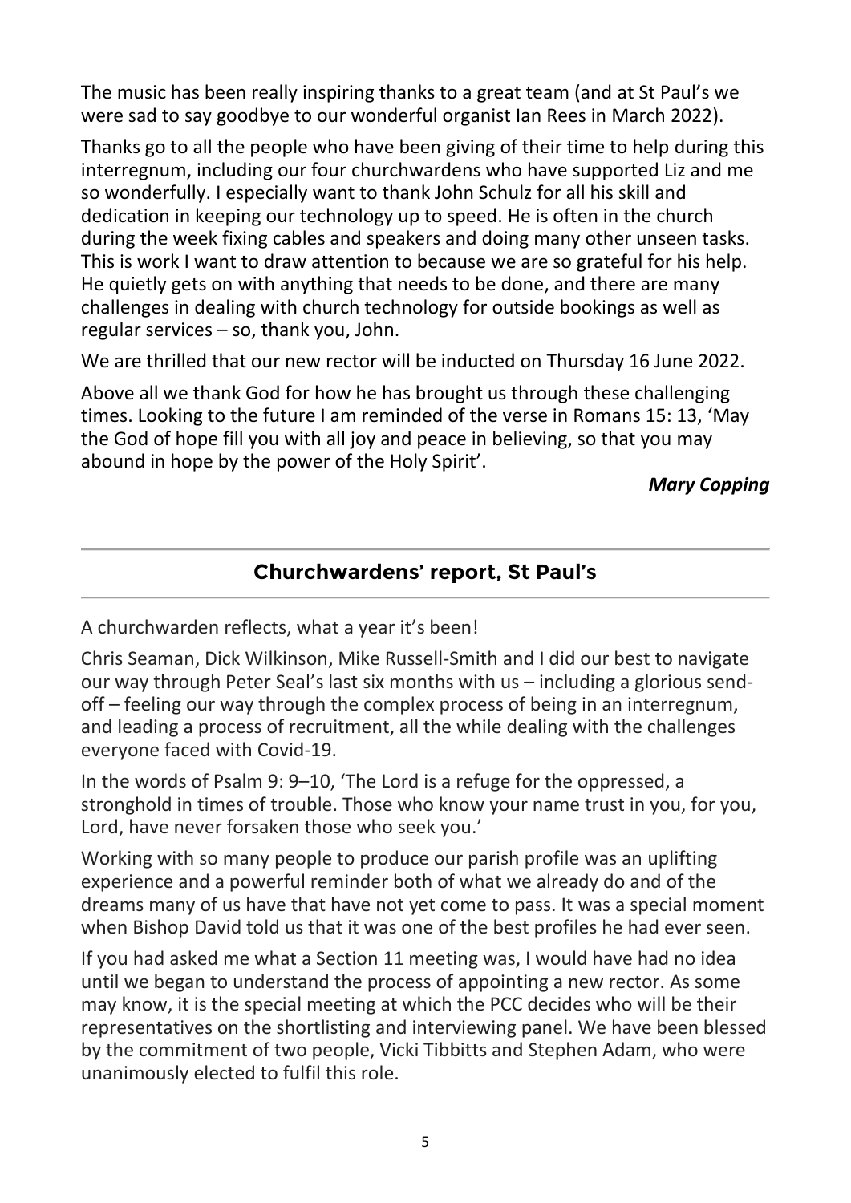The music has been really inspiring thanks to a great team (and at St Paul's we were sad to say goodbye to our wonderful organist Ian Rees in March 2022).

Thanks go to all the people who have been giving of their time to help during this interregnum, including our four churchwardens who have supported Liz and me so wonderfully. I especially want to thank John Schulz for all his skill and dedication in keeping our technology up to speed. He is often in the church during the week fixing cables and speakers and doing many other unseen tasks. This is work I want to draw attention to because we are so grateful for his help. He quietly gets on with anything that needs to be done, and there are many challenges in dealing with church technology for outside bookings as well as regular services – so, thank you, John.

We are thrilled that our new rector will be inducted on Thursday 16 June 2022.

Above all we thank God for how he has brought us through these challenging times. Looking to the future I am reminded of the verse in Romans 15: 13, 'May the God of hope fill you with all joy and peace in believing, so that you may abound in hope by the power of the Holy Spirit'.

***Mary Copping***

## Churchwardens' report, St Paul's

A churchwarden reflects, what a year it's been!

Chris Seaman, Dick Wilkinson, Mike Russell-Smith and I did our best to navigate our way through Peter Seal's last six months with us – including a glorious send-off – feeling our way through the complex process of being in an interregnum, and leading a process of recruitment, all the while dealing with the challenges everyone faced with Covid-19.

In the words of Psalm 9: 9–10, 'The Lord is a refuge for the oppressed, a stronghold in times of trouble. Those who know your name trust in you, for you, Lord, have never forsaken those who seek you.'

Working with so many people to produce our parish profile was an uplifting experience and a powerful reminder both of what we already do and of the dreams many of us have that have not yet come to pass. It was a special moment when Bishop David told us that it was one of the best profiles he had ever seen.

If you had asked me what a Section 11 meeting was, I would have had no idea until we began to understand the process of appointing a new rector. As some may know, it is the special meeting at which the PCC decides who will be their representatives on the shortlisting and interviewing panel. We have been blessed by the commitment of two people, Vicki Tibbitts and Stephen Adam, who were unanimously elected to fulfil this role.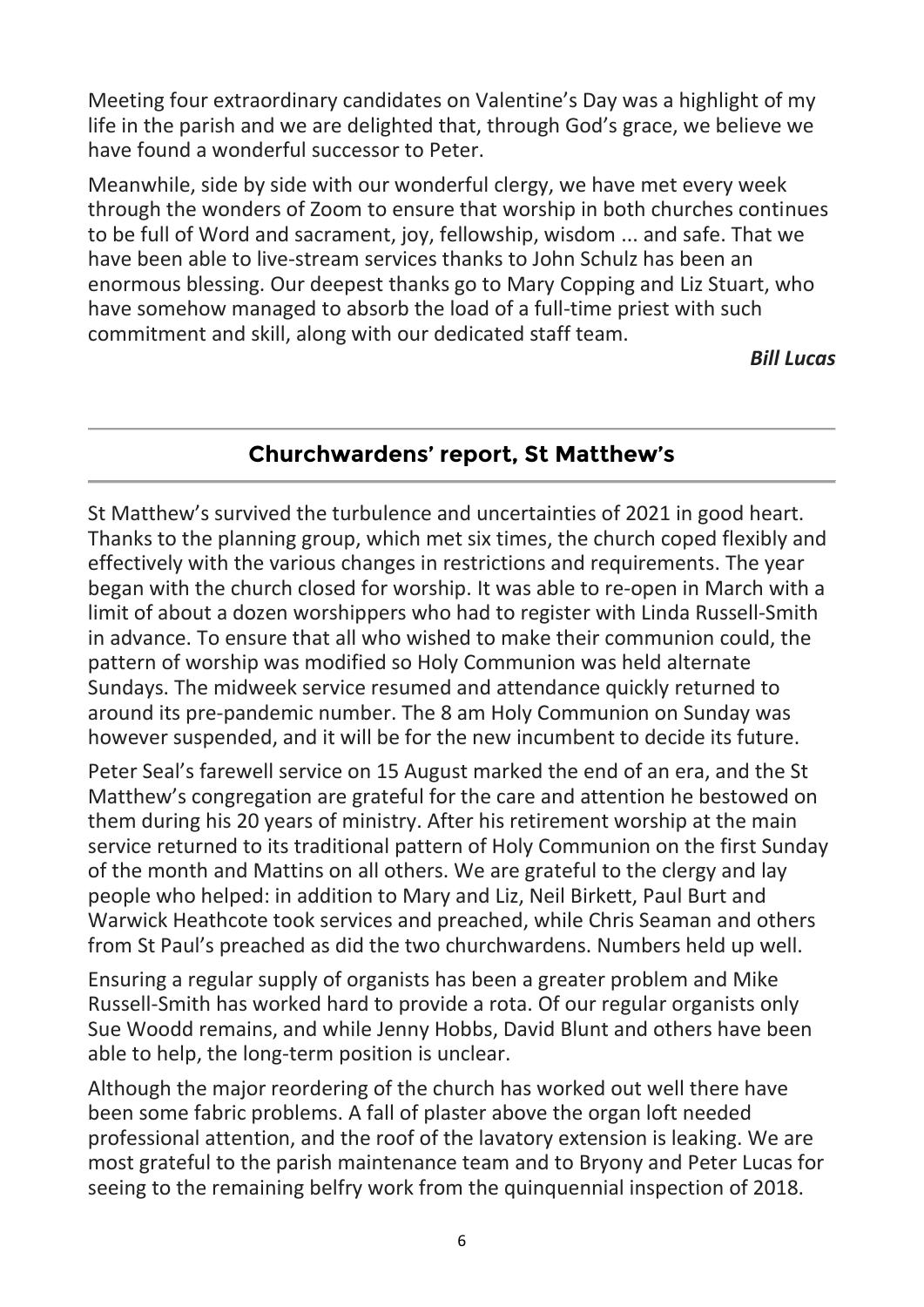Meeting four extraordinary candidates on Valentine's Day was a highlight of my life in the parish and we are delighted that, through God's grace, we believe we have found a wonderful successor to Peter.

Meanwhile, side by side with our wonderful clergy, we have met every week through the wonders of Zoom to ensure that worship in both churches continues to be full of Word and sacrament, joy, fellowship, wisdom ... and safe. That we have been able to live-stream services thanks to John Schulz has been an enormous blessing. Our deepest thanks go to Mary Copping and Liz Stuart, who have somehow managed to absorb the load of a full-time priest with such commitment and skill, along with our dedicated staff team.

***Bill Lucas***

## Churchwardens' report, St Matthew's

St Matthew's survived the turbulence and uncertainties of 2021 in good heart. Thanks to the planning group, which met six times, the church coped flexibly and effectively with the various changes in restrictions and requirements. The year began with the church closed for worship. It was able to re-open in March with a limit of about a dozen worshippers who had to register with Linda Russell-Smith in advance. To ensure that all who wished to make their communion could, the pattern of worship was modified so Holy Communion was held alternate Sundays. The midweek service resumed and attendance quickly returned to around its pre-pandemic number. The 8 am Holy Communion on Sunday was however suspended, and it will be for the new incumbent to decide its future.

Peter Seal's farewell service on 15 August marked the end of an era, and the St Matthew's congregation are grateful for the care and attention he bestowed on them during his 20 years of ministry. After his retirement worship at the main service returned to its traditional pattern of Holy Communion on the first Sunday of the month and Mattins on all others. We are grateful to the clergy and lay people who helped: in addition to Mary and Liz, Neil Birkett, Paul Burt and Warwick Heathcote took services and preached, while Chris Seaman and others from St Paul's preached as did the two churchwardens. Numbers held up well.

Ensuring a regular supply of organists has been a greater problem and Mike Russell-Smith has worked hard to provide a rota. Of our regular organists only Sue Woodd remains, and while Jenny Hobbs, David Blunt and others have been able to help, the long-term position is unclear.

Although the major reordering of the church has worked out well there have been some fabric problems. A fall of plaster above the organ loft needed professional attention, and the roof of the lavatory extension is leaking. We are most grateful to the parish maintenance team and to Bryony and Peter Lucas for seeing to the remaining belfry work from the quinquennial inspection of 2018.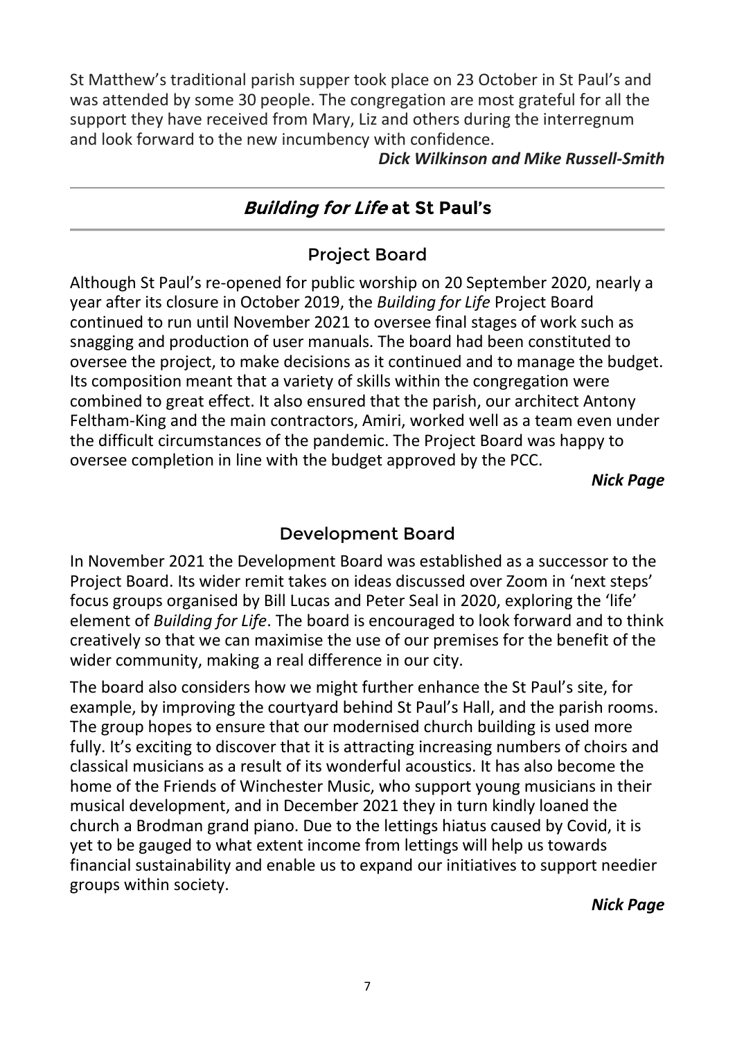St Matthew's traditional parish supper took place on 23 October in St Paul's and was attended by some 30 people. The congregation are most grateful for all the support they have received from Mary, Liz and others during the interregnum and look forward to the new incumbency with confidence.

***Dick Wilkinson and Mike Russell-Smith***

---

## *Building for Life* at St Paul's

---

### Project Board

Although St Paul's re-opened for public worship on 20 September 2020, nearly a year after its closure in October 2019, the *Building for Life* Project Board continued to run until November 2021 to oversee final stages of work such as snagging and production of user manuals. The board had been constituted to oversee the project, to make decisions as it continued and to manage the budget. Its composition meant that a variety of skills within the congregation were combined to great effect. It also ensured that the parish, our architect Antony Feltham-King and the main contractors, Amiri, worked well as a team even under the difficult circumstances of the pandemic. The Project Board was happy to oversee completion in line with the budget approved by the PCC.

***Nick Page***

### Development Board

In November 2021 the Development Board was established as a successor to the Project Board. Its wider remit takes on ideas discussed over Zoom in 'next steps' focus groups organised by Bill Lucas and Peter Seal in 2020, exploring the 'life' element of *Building for Life*. The board is encouraged to look forward and to think creatively so that we can maximise the use of our premises for the benefit of the wider community, making a real difference in our city.

The board also considers how we might further enhance the St Paul's site, for example, by improving the courtyard behind St Paul's Hall, and the parish rooms. The group hopes to ensure that our modernised church building is used more fully. It's exciting to discover that it is attracting increasing numbers of choirs and classical musicians as a result of its wonderful acoustics. It has also become the home of the Friends of Winchester Music, who support young musicians in their musical development, and in December 2021 they in turn kindly loaned the church a Brodman grand piano. Due to the lettings hiatus caused by Covid, it is yet to be gauged to what extent income from lettings will help us towards financial sustainability and enable us to expand our initiatives to support needier groups within society.

***Nick Page***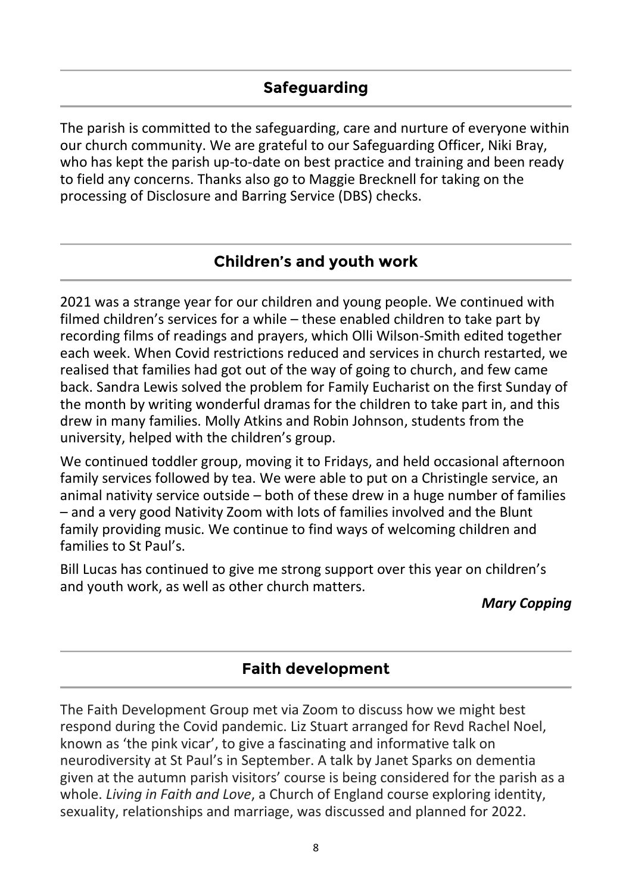## Safeguarding

The parish is committed to the safeguarding, care and nurture of everyone within our church community. We are grateful to our Safeguarding Officer, Niki Bray, who has kept the parish up-to-date on best practice and training and been ready to field any concerns. Thanks also go to Maggie Brecknell for taking on the processing of Disclosure and Barring Service (DBS) checks.

## Children's and youth work

2021 was a strange year for our children and young people. We continued with filmed children's services for a while – these enabled children to take part by recording films of readings and prayers, which Olli Wilson-Smith edited together each week. When Covid restrictions reduced and services in church restarted, we realised that families had got out of the way of going to church, and few came back. Sandra Lewis solved the problem for Family Eucharist on the first Sunday of the month by writing wonderful dramas for the children to take part in, and this drew in many families. Molly Atkins and Robin Johnson, students from the university, helped with the children's group.

We continued toddler group, moving it to Fridays, and held occasional afternoon family services followed by tea. We were able to put on a Christingle service, an animal nativity service outside – both of these drew in a huge number of families – and a very good Nativity Zoom with lots of families involved and the Blunt family providing music. We continue to find ways of welcoming children and families to St Paul's.

Bill Lucas has continued to give me strong support over this year on children's and youth work, as well as other church matters.

***Mary Copping***

## Faith development

The Faith Development Group met via Zoom to discuss how we might best respond during the Covid pandemic. Liz Stuart arranged for Revd Rachel Noel, known as 'the pink vicar', to give a fascinating and informative talk on neurodiversity at St Paul's in September. A talk by Janet Sparks on dementia given at the autumn parish visitors' course is being considered for the parish as a whole. *Living in Faith and Love*, a Church of England course exploring identity, sexuality, relationships and marriage, was discussed and planned for 2022.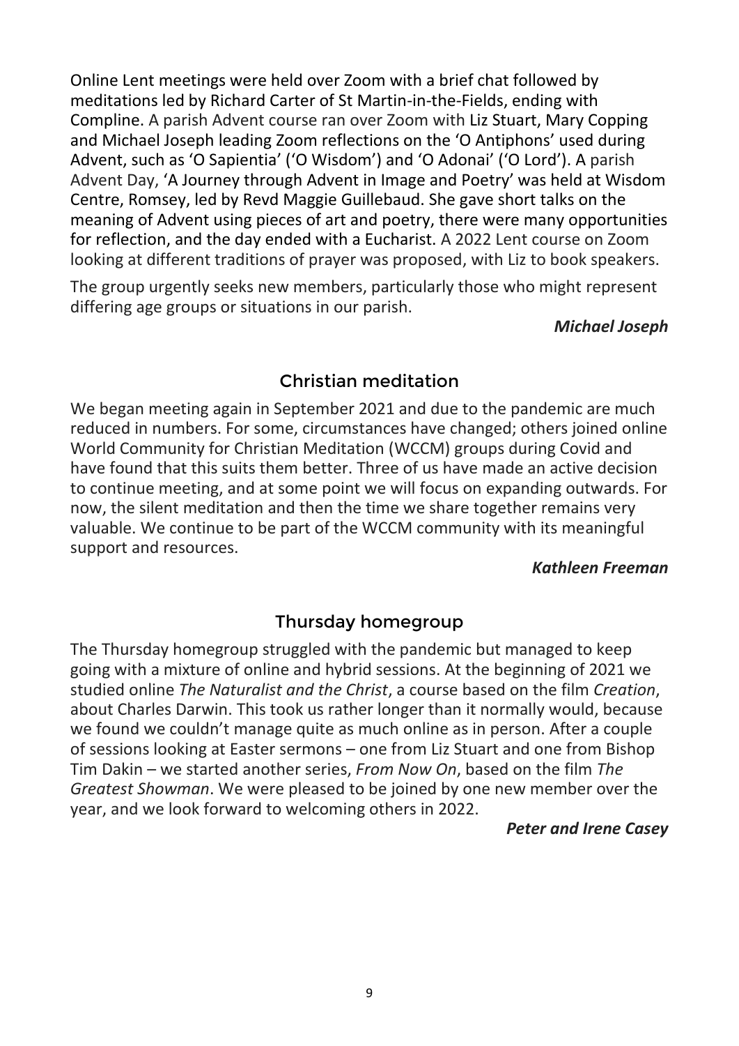Online Lent meetings were held over Zoom with a brief chat followed by meditations led by Richard Carter of St Martin-in-the-Fields, ending with Compline. A parish Advent course ran over Zoom with Liz Stuart, Mary Copping and Michael Joseph leading Zoom reflections on the 'O Antiphons' used during Advent, such as 'O Sapientia' ('O Wisdom') and 'O Adonai' ('O Lord'). A parish Advent Day, 'A Journey through Advent in Image and Poetry' was held at Wisdom Centre, Romsey, led by Revd Maggie Guillebaud. She gave short talks on the meaning of Advent using pieces of art and poetry, there were many opportunities for reflection, and the day ended with a Eucharist. A 2022 Lent course on Zoom looking at different traditions of prayer was proposed, with Liz to book speakers.

The group urgently seeks new members, particularly those who might represent differing age groups or situations in our parish.

***Michael Joseph***

## Christian meditation

We began meeting again in September 2021 and due to the pandemic are much reduced in numbers. For some, circumstances have changed; others joined online World Community for Christian Meditation (WCCM) groups during Covid and have found that this suits them better. Three of us have made an active decision to continue meeting, and at some point we will focus on expanding outwards. For now, the silent meditation and then the time we share together remains very valuable. We continue to be part of the WCCM community with its meaningful support and resources.

***Kathleen Freeman***

## Thursday homegroup

The Thursday homegroup struggled with the pandemic but managed to keep going with a mixture of online and hybrid sessions. At the beginning of 2021 we studied online *The Naturalist and the Christ*, a course based on the film *Creation*, about Charles Darwin. This took us rather longer than it normally would, because we found we couldn't manage quite as much online as in person. After a couple of sessions looking at Easter sermons – one from Liz Stuart and one from Bishop Tim Dakin – we started another series, *From Now On*, based on the film *The Greatest Showman*. We were pleased to be joined by one new member over the year, and we look forward to welcoming others in 2022.

***Peter and Irene Casey***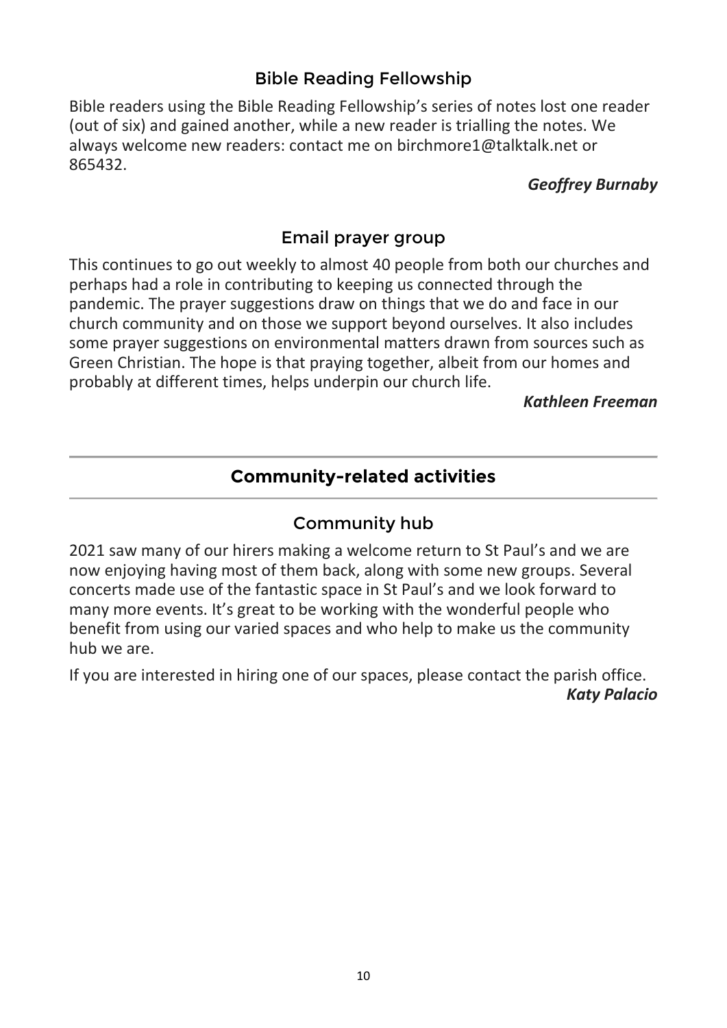### Bible Reading Fellowship

Bible readers using the Bible Reading Fellowship's series of notes lost one reader (out of six) and gained another, while a new reader is trialling the notes. We always welcome new readers: contact me on birchmore1@talktalk.net or 865432.

***Geoffrey Burnaby***

### Email prayer group

This continues to go out weekly to almost 40 people from both our churches and perhaps had a role in contributing to keeping us connected through the pandemic. The prayer suggestions draw on things that we do and face in our church community and on those we support beyond ourselves. It also includes some prayer suggestions on environmental matters drawn from sources such as Green Christian. The hope is that praying together, albeit from our homes and probably at different times, helps underpin our church life.

***Kathleen Freeman***

## Community-related activities

### Community hub

2021 saw many of our hirers making a welcome return to St Paul's and we are now enjoying having most of them back, along with some new groups. Several concerts made use of the fantastic space in St Paul's and we look forward to many more events. It's great to be working with the wonderful people who benefit from using our varied spaces and who help to make us the community hub we are.

If you are interested in hiring one of our spaces, please contact the parish office.

***Katy Palacio***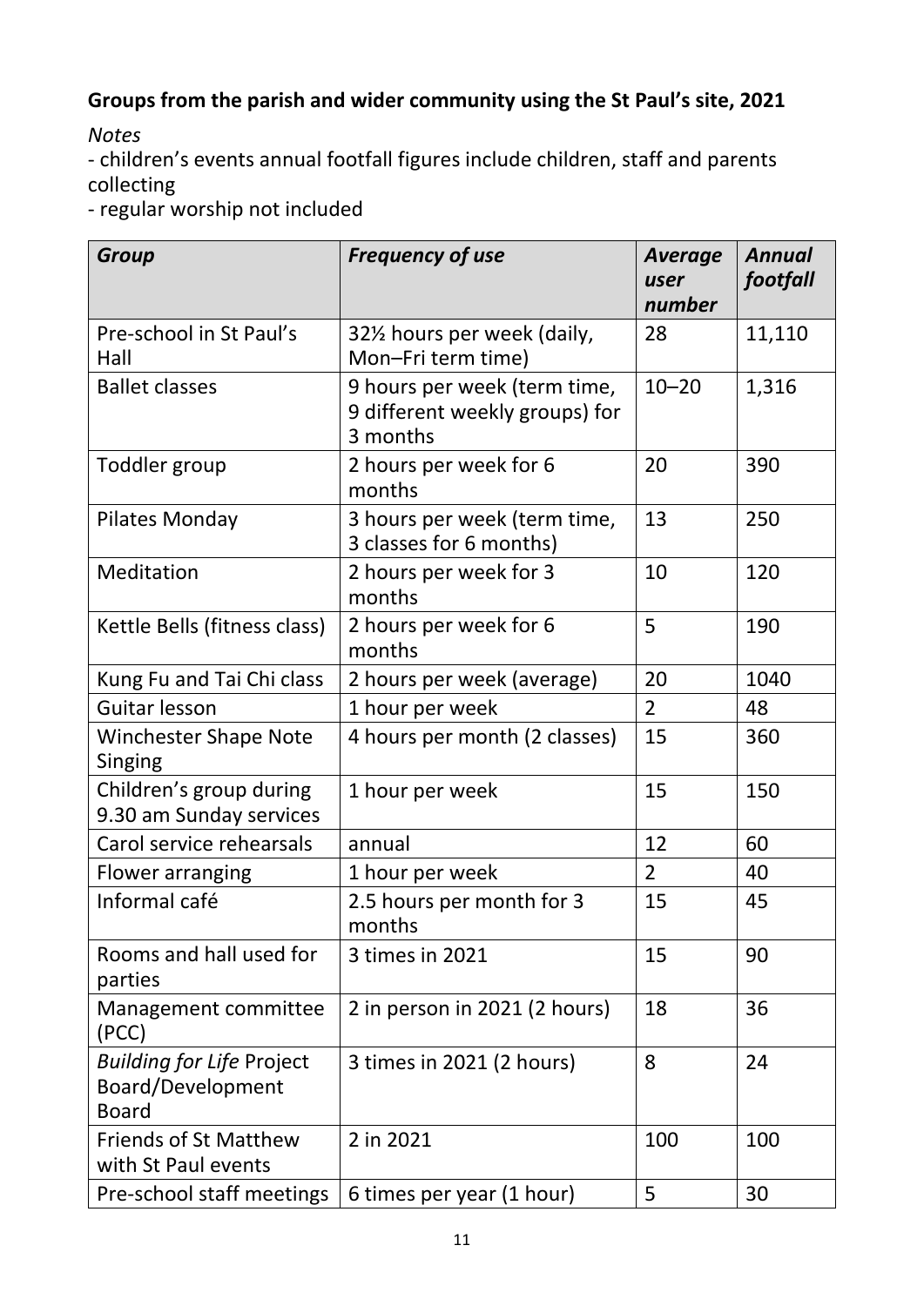**Groups from the parish and wider community using the St Paul's site, 2021**

*Notes*

- children's events annual footfall figures include children, staff and parents collecting
- regular worship not included

| *Group* | *Frequency of use* | *Average user number* | *Annual footfall* |
|---|---|---|---|
| Pre-school in St Paul's Hall | 32½ hours per week (daily, Mon–Fri term time) | 28 | 11,110 |
| Ballet classes | 9 hours per week (term time, 9 different weekly groups) for 3 months | 10–20 | 1,316 |
| Toddler group | 2 hours per week for 6 months | 20 | 390 |
| Pilates Monday | 3 hours per week (term time, 3 classes for 6 months) | 13 | 250 |
| Meditation | 2 hours per week for 3 months | 10 | 120 |
| Kettle Bells (fitness class) | 2 hours per week for 6 months | 5 | 190 |
| Kung Fu and Tai Chi class | 2 hours per week (average) | 20 | 1040 |
| Guitar lesson | 1 hour per week | 2 | 48 |
| Winchester Shape Note Singing | 4 hours per month (2 classes) | 15 | 360 |
| Children's group during 9.30 am Sunday services | 1 hour per week | 15 | 150 |
| Carol service rehearsals | annual | 12 | 60 |
| Flower arranging | 1 hour per week | 2 | 40 |
| Informal café | 2.5 hours per month for 3 months | 15 | 45 |
| Rooms and hall used for parties | 3 times in 2021 | 15 | 90 |
| Management committee (PCC) | 2 in person in 2021 (2 hours) | 18 | 36 |
| *Building for Life* Project Board/Development Board | 3 times in 2021 (2 hours) | 8 | 24 |
| Friends of St Matthew with St Paul events | 2 in 2021 | 100 | 100 |
| Pre-school staff meetings | 6 times per year (1 hour) | 5 | 30 |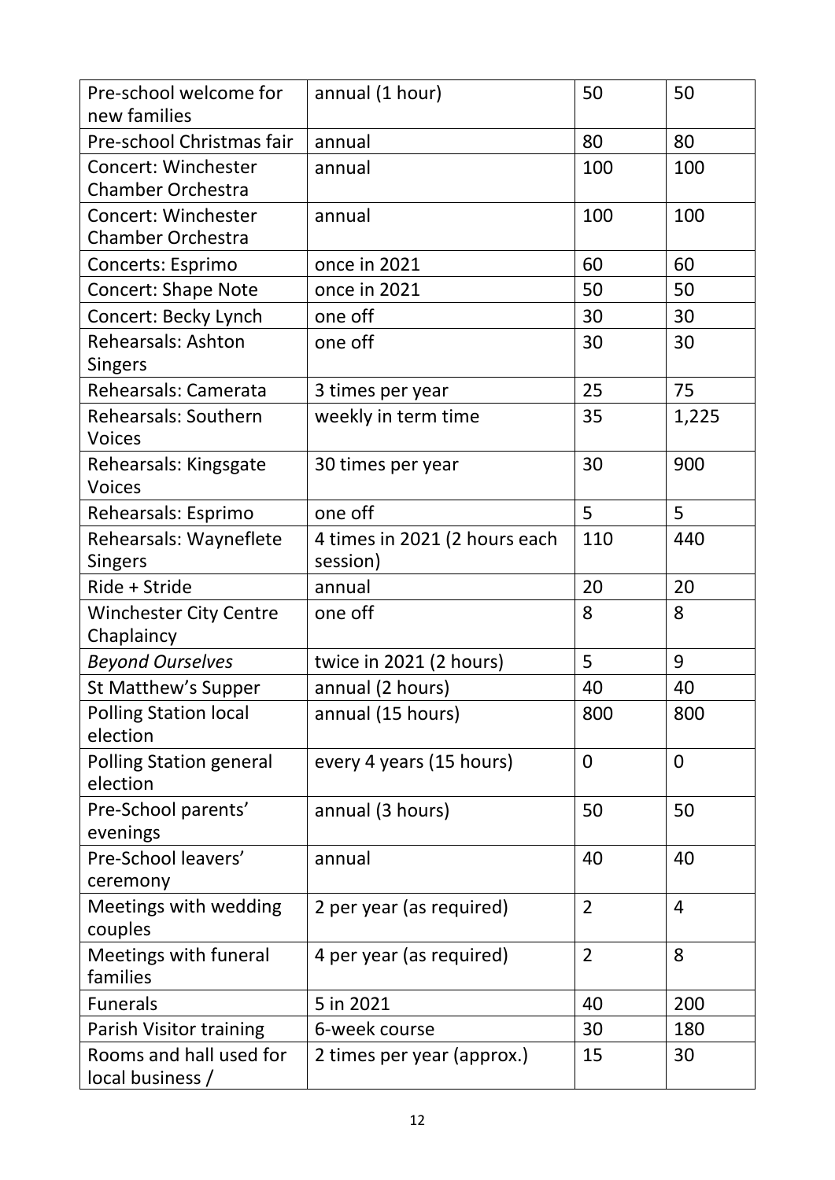| | | | |
|---|---|---|---|
| Pre-school welcome for new families | annual (1 hour) | 50 | 50 |
| Pre-school Christmas fair | annual | 80 | 80 |
| Concert: Winchester Chamber Orchestra | annual | 100 | 100 |
| Concert: Winchester Chamber Orchestra | annual | 100 | 100 |
| Concerts: Esprimo | once in 2021 | 60 | 60 |
| Concert: Shape Note | once in 2021 | 50 | 50 |
| Concert: Becky Lynch | one off | 30 | 30 |
| Rehearsals: Ashton Singers | one off | 30 | 30 |
| Rehearsals: Camerata | 3 times per year | 25 | 75 |
| Rehearsals: Southern Voices | weekly in term time | 35 | 1,225 |
| Rehearsals: Kingsgate Voices | 30 times per year | 30 | 900 |
| Rehearsals: Esprimo | one off | 5 | 5 |
| Rehearsals: Wayneflete Singers | 4 times in 2021 (2 hours each session) | 110 | 440 |
| Ride + Stride | annual | 20 | 20 |
| Winchester City Centre Chaplaincy | one off | 8 | 8 |
| *Beyond Ourselves* | twice in 2021 (2 hours) | 5 | 9 |
| St Matthew's Supper | annual (2 hours) | 40 | 40 |
| Polling Station local election | annual (15 hours) | 800 | 800 |
| Polling Station general election | every 4 years (15 hours) | 0 | 0 |
| Pre-School parents' evenings | annual (3 hours) | 50 | 50 |
| Pre-School leavers' ceremony | annual | 40 | 40 |
| Meetings with wedding couples | 2 per year (as required) | 2 | 4 |
| Meetings with funeral families | 4 per year (as required) | 2 | 8 |
| Funerals | 5 in 2021 | 40 | 200 |
| Parish Visitor training | 6-week course | 30 | 180 |
| Rooms and hall used for local business / | 2 times per year (approx.) | 15 | 30 |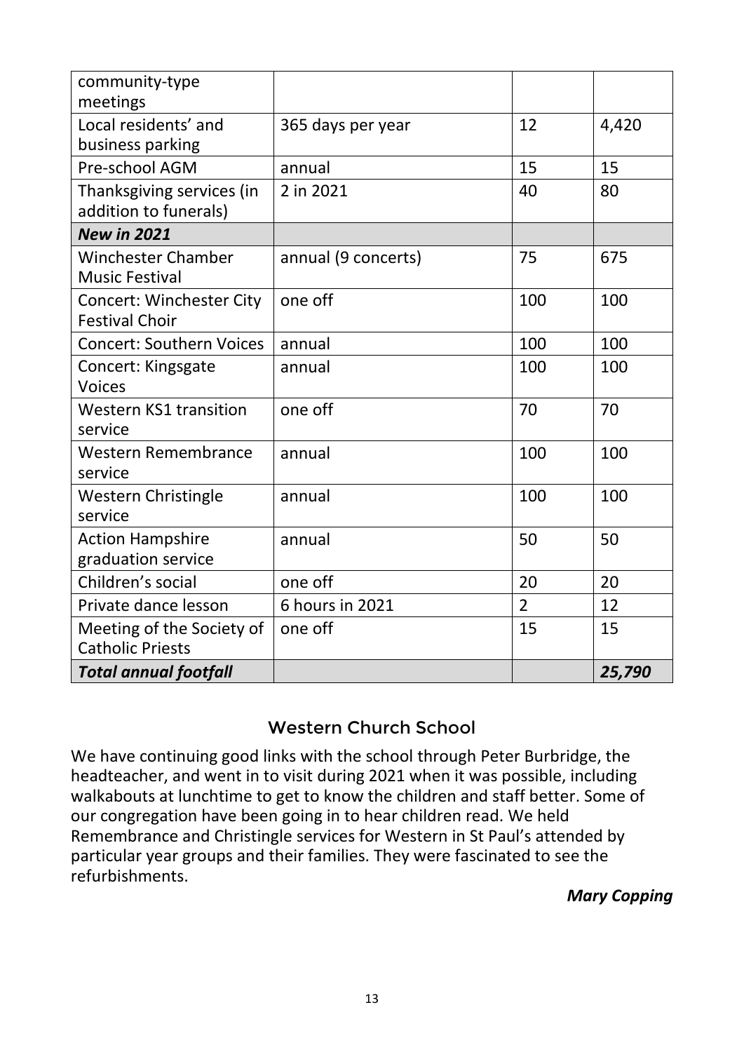| | | | |
|---|---|---|---|
| community-type meetings | | | |
| Local residents' and business parking | 365 days per year | 12 | 4,420 |
| Pre-school AGM | annual | 15 | 15 |
| Thanksgiving services (in addition to funerals) | 2 in 2021 | 40 | 80 |
| ***New in 2021*** | | | |
| Winchester Chamber Music Festival | annual (9 concerts) | 75 | 675 |
| Concert: Winchester City Festival Choir | one off | 100 | 100 |
| Concert: Southern Voices | annual | 100 | 100 |
| Concert: Kingsgate Voices | annual | 100 | 100 |
| Western KS1 transition service | one off | 70 | 70 |
| Western Remembrance service | annual | 100 | 100 |
| Western Christingle service | annual | 100 | 100 |
| Action Hampshire graduation service | annual | 50 | 50 |
| Children's social | one off | 20 | 20 |
| Private dance lesson | 6 hours in 2021 | 2 | 12 |
| Meeting of the Society of Catholic Priests | one off | 15 | 15 |
| ***Total annual footfall*** | | | ***25,790*** |

## Western Church School

We have continuing good links with the school through Peter Burbridge, the headteacher, and went in to visit during 2021 when it was possible, including walkabouts at lunchtime to get to know the children and staff better. Some of our congregation have been going in to hear children read. We held Remembrance and Christingle services for Western in St Paul's attended by particular year groups and their families. They were fascinated to see the refurbishments.

***Mary Copping***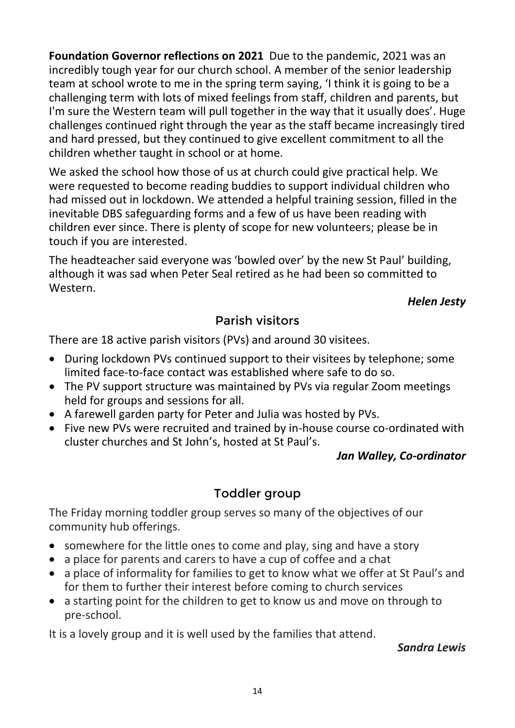**Foundation Governor reflections on 2021** Due to the pandemic, 2021 was an incredibly tough year for our church school. A member of the senior leadership team at school wrote to me in the spring term saying, 'I think it is going to be a challenging term with lots of mixed feelings from staff, children and parents, but I'm sure the Western team will pull together in the way that it usually does'. Huge challenges continued right through the year as the staff became increasingly tired and hard pressed, but they continued to give excellent commitment to all the children whether taught in school or at home.

We asked the school how those of us at church could give practical help. We were requested to become reading buddies to support individual children who had missed out in lockdown. We attended a helpful training session, filled in the inevitable DBS safeguarding forms and a few of us have been reading with children ever since. There is plenty of scope for new volunteers; please be in touch if you are interested.

The headteacher said everyone was 'bowled over' by the new St Paul' building, although it was sad when Peter Seal retired as he had been so committed to Western.

***Helen Jesty***

## Parish visitors

There are 18 active parish visitors (PVs) and around 30 visitees.

- During lockdown PVs continued support to their visitees by telephone; some limited face-to-face contact was established where safe to do so.
- The PV support structure was maintained by PVs via regular Zoom meetings held for groups and sessions for all.
- A farewell garden party for Peter and Julia was hosted by PVs.
- Five new PVs were recruited and trained by in-house course co-ordinated with cluster churches and St John's, hosted at St Paul's.

***Jan Walley, Co-ordinator***

## Toddler group

The Friday morning toddler group serves so many of the objectives of our community hub offerings.

- somewhere for the little ones to come and play, sing and have a story
- a place for parents and carers to have a cup of coffee and a chat
- a place of informality for families to get to know what we offer at St Paul's and for them to further their interest before coming to church services
- a starting point for the children to get to know us and move on through to pre-school.

It is a lovely group and it is well used by the families that attend.

***Sandra Lewis***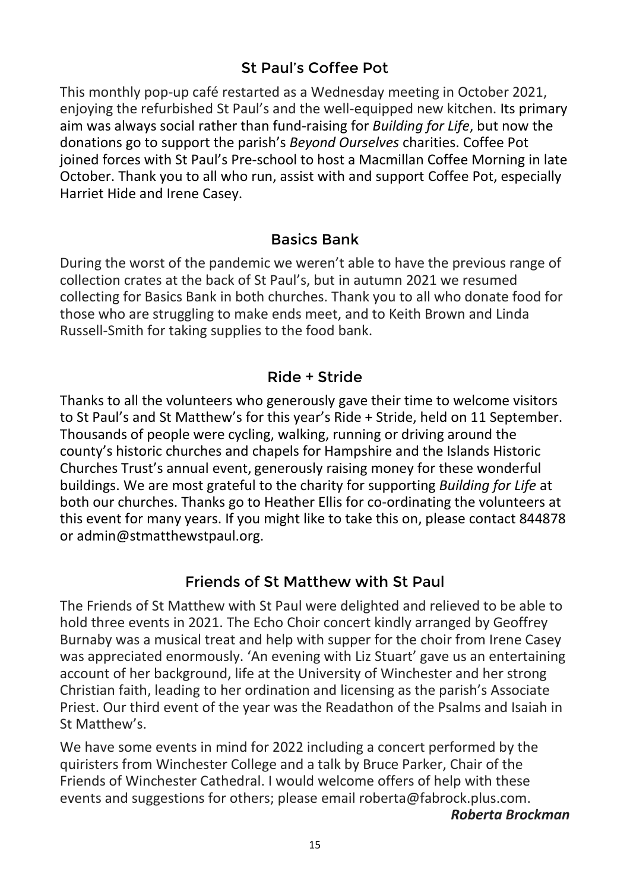## St Paul's Coffee Pot

This monthly pop-up café restarted as a Wednesday meeting in October 2021, enjoying the refurbished St Paul's and the well-equipped new kitchen. Its primary aim was always social rather than fund-raising for *Building for Life*, but now the donations go to support the parish's *Beyond Ourselves* charities. Coffee Pot joined forces with St Paul's Pre-school to host a Macmillan Coffee Morning in late October. Thank you to all who run, assist with and support Coffee Pot, especially Harriet Hide and Irene Casey.

## Basics Bank

During the worst of the pandemic we weren't able to have the previous range of collection crates at the back of St Paul's, but in autumn 2021 we resumed collecting for Basics Bank in both churches. Thank you to all who donate food for those who are struggling to make ends meet, and to Keith Brown and Linda Russell-Smith for taking supplies to the food bank.

## Ride + Stride

Thanks to all the volunteers who generously gave their time to welcome visitors to St Paul's and St Matthew's for this year's Ride + Stride, held on 11 September. Thousands of people were cycling, walking, running or driving around the county's historic churches and chapels for Hampshire and the Islands Historic Churches Trust's annual event, generously raising money for these wonderful buildings. We are most grateful to the charity for supporting *Building for Life* at both our churches. Thanks go to Heather Ellis for co-ordinating the volunteers at this event for many years. If you might like to take this on, please contact 844878 or admin@stmatthewstpaul.org.

## Friends of St Matthew with St Paul

The Friends of St Matthew with St Paul were delighted and relieved to be able to hold three events in 2021. The Echo Choir concert kindly arranged by Geoffrey Burnaby was a musical treat and help with supper for the choir from Irene Casey was appreciated enormously. 'An evening with Liz Stuart' gave us an entertaining account of her background, life at the University of Winchester and her strong Christian faith, leading to her ordination and licensing as the parish's Associate Priest. Our third event of the year was the Readathon of the Psalms and Isaiah in St Matthew's.

We have some events in mind for 2022 including a concert performed by the quiristers from Winchester College and a talk by Bruce Parker, Chair of the Friends of Winchester Cathedral. I would welcome offers of help with these events and suggestions for others; please email roberta@fabrock.plus.com.

***Roberta Brockman***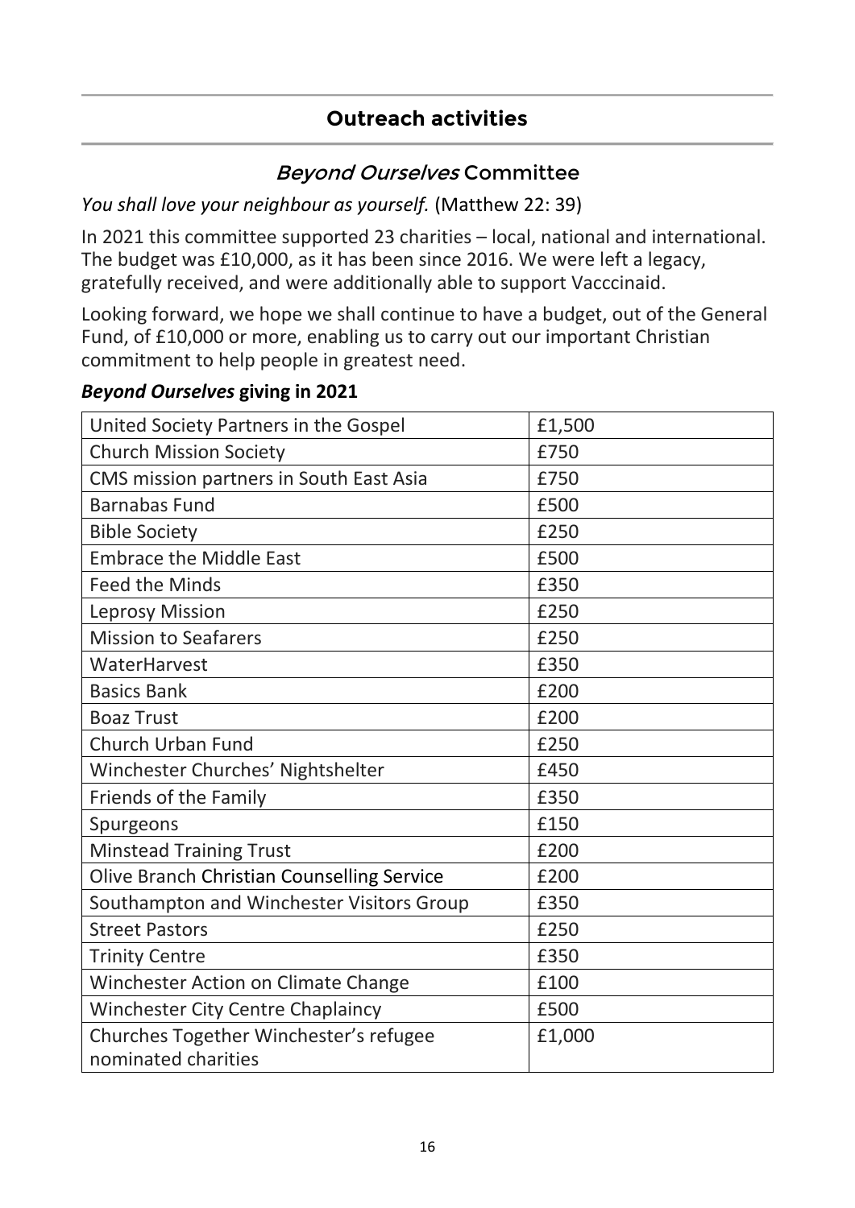## Outreach activities

### *Beyond Ourselves* Committee

*You shall love your neighbour as yourself.* (Matthew 22: 39)

In 2021 this committee supported 23 charities – local, national and international. The budget was £10,000, as it has been since 2016. We were left a legacy, gratefully received, and were additionally able to support Vacccinaid.

Looking forward, we hope we shall continue to have a budget, out of the General Fund, of £10,000 or more, enabling us to carry out our important Christian commitment to help people in greatest need.

***Beyond Ourselves* giving in 2021**

| | |
|---|---|
| United Society Partners in the Gospel | £1,500 |
| Church Mission Society | £750 |
| CMS mission partners in South East Asia | £750 |
| Barnabas Fund | £500 |
| Bible Society | £250 |
| Embrace the Middle East | £500 |
| Feed the Minds | £350 |
| Leprosy Mission | £250 |
| Mission to Seafarers | £250 |
| WaterHarvest | £350 |
| Basics Bank | £200 |
| Boaz Trust | £200 |
| Church Urban Fund | £250 |
| Winchester Churches' Nightshelter | £450 |
| Friends of the Family | £350 |
| Spurgeons | £150 |
| Minstead Training Trust | £200 |
| Olive Branch Christian Counselling Service | £200 |
| Southampton and Winchester Visitors Group | £350 |
| Street Pastors | £250 |
| Trinity Centre | £350 |
| Winchester Action on Climate Change | £100 |
| Winchester City Centre Chaplaincy | £500 |
| Churches Together Winchester's refugee nominated charities | £1,000 |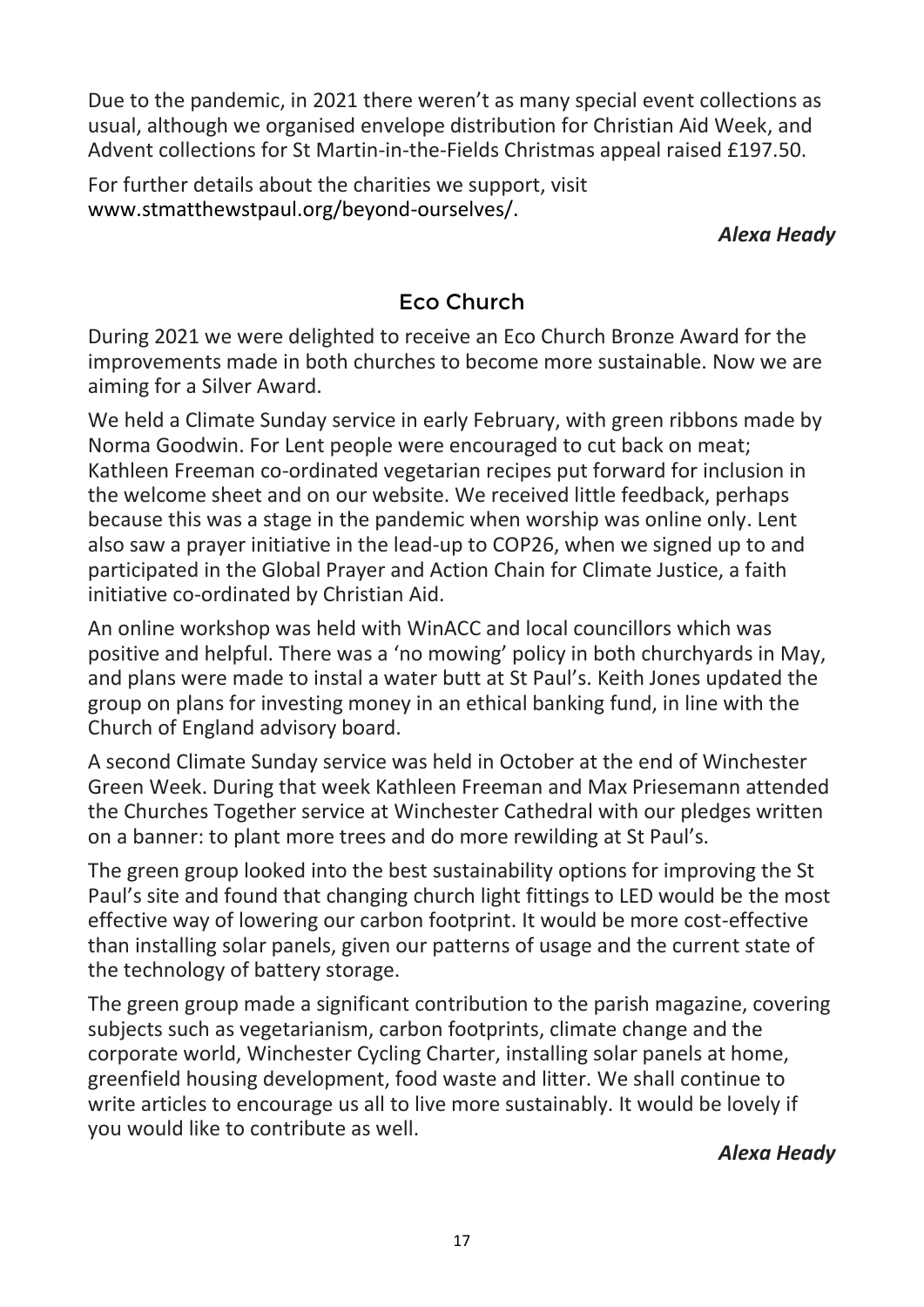Due to the pandemic, in 2021 there weren't as many special event collections as usual, although we organised envelope distribution for Christian Aid Week, and Advent collections for St Martin-in-the-Fields Christmas appeal raised £197.50.

For further details about the charities we support, visit www.stmatthewstpaul.org/beyond-ourselves/.

***Alexa Heady***

## Eco Church

During 2021 we were delighted to receive an Eco Church Bronze Award for the improvements made in both churches to become more sustainable. Now we are aiming for a Silver Award.

We held a Climate Sunday service in early February, with green ribbons made by Norma Goodwin. For Lent people were encouraged to cut back on meat; Kathleen Freeman co-ordinated vegetarian recipes put forward for inclusion in the welcome sheet and on our website. We received little feedback, perhaps because this was a stage in the pandemic when worship was online only. Lent also saw a prayer initiative in the lead-up to COP26, when we signed up to and participated in the Global Prayer and Action Chain for Climate Justice, a faith initiative co-ordinated by Christian Aid.

An online workshop was held with WinACC and local councillors which was positive and helpful. There was a 'no mowing' policy in both churchyards in May, and plans were made to instal a water butt at St Paul's. Keith Jones updated the group on plans for investing money in an ethical banking fund, in line with the Church of England advisory board.

A second Climate Sunday service was held in October at the end of Winchester Green Week. During that week Kathleen Freeman and Max Priesemann attended the Churches Together service at Winchester Cathedral with our pledges written on a banner: to plant more trees and do more rewilding at St Paul's.

The green group looked into the best sustainability options for improving the St Paul's site and found that changing church light fittings to LED would be the most effective way of lowering our carbon footprint. It would be more cost-effective than installing solar panels, given our patterns of usage and the current state of the technology of battery storage.

The green group made a significant contribution to the parish magazine, covering subjects such as vegetarianism, carbon footprints, climate change and the corporate world, Winchester Cycling Charter, installing solar panels at home, greenfield housing development, food waste and litter. We shall continue to write articles to encourage us all to live more sustainably. It would be lovely if you would like to contribute as well.

***Alexa Heady***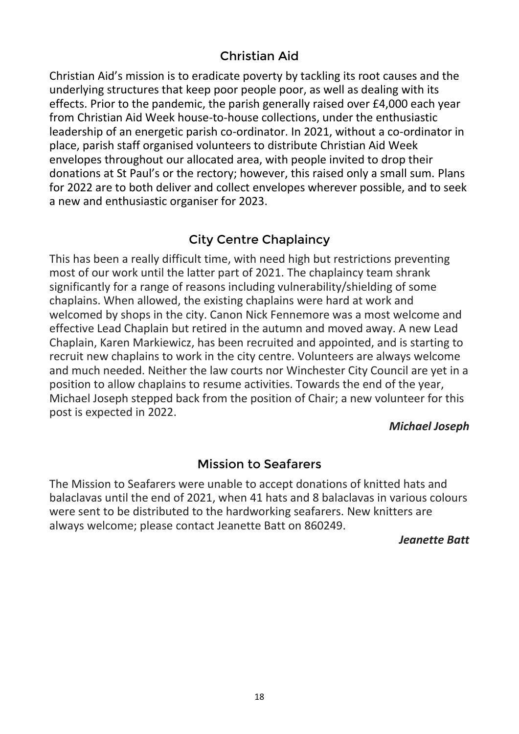## Christian Aid

Christian Aid's mission is to eradicate poverty by tackling its root causes and the underlying structures that keep poor people poor, as well as dealing with its effects. Prior to the pandemic, the parish generally raised over £4,000 each year from Christian Aid Week house-to-house collections, under the enthusiastic leadership of an energetic parish co-ordinator. In 2021, without a co-ordinator in place, parish staff organised volunteers to distribute Christian Aid Week envelopes throughout our allocated area, with people invited to drop their donations at St Paul's or the rectory; however, this raised only a small sum. Plans for 2022 are to both deliver and collect envelopes wherever possible, and to seek a new and enthusiastic organiser for 2023.

## City Centre Chaplaincy

This has been a really difficult time, with need high but restrictions preventing most of our work until the latter part of 2021. The chaplaincy team shrank significantly for a range of reasons including vulnerability/shielding of some chaplains. When allowed, the existing chaplains were hard at work and welcomed by shops in the city. Canon Nick Fennemore was a most welcome and effective Lead Chaplain but retired in the autumn and moved away. A new Lead Chaplain, Karen Markiewicz, has been recruited and appointed, and is starting to recruit new chaplains to work in the city centre. Volunteers are always welcome and much needed. Neither the law courts nor Winchester City Council are yet in a position to allow chaplains to resume activities. Towards the end of the year, Michael Joseph stepped back from the position of Chair; a new volunteer for this post is expected in 2022.

***Michael Joseph***

## Mission to Seafarers

The Mission to Seafarers were unable to accept donations of knitted hats and balaclavas until the end of 2021, when 41 hats and 8 balaclavas in various colours were sent to be distributed to the hardworking seafarers. New knitters are always welcome; please contact Jeanette Batt on 860249.

***Jeanette Batt***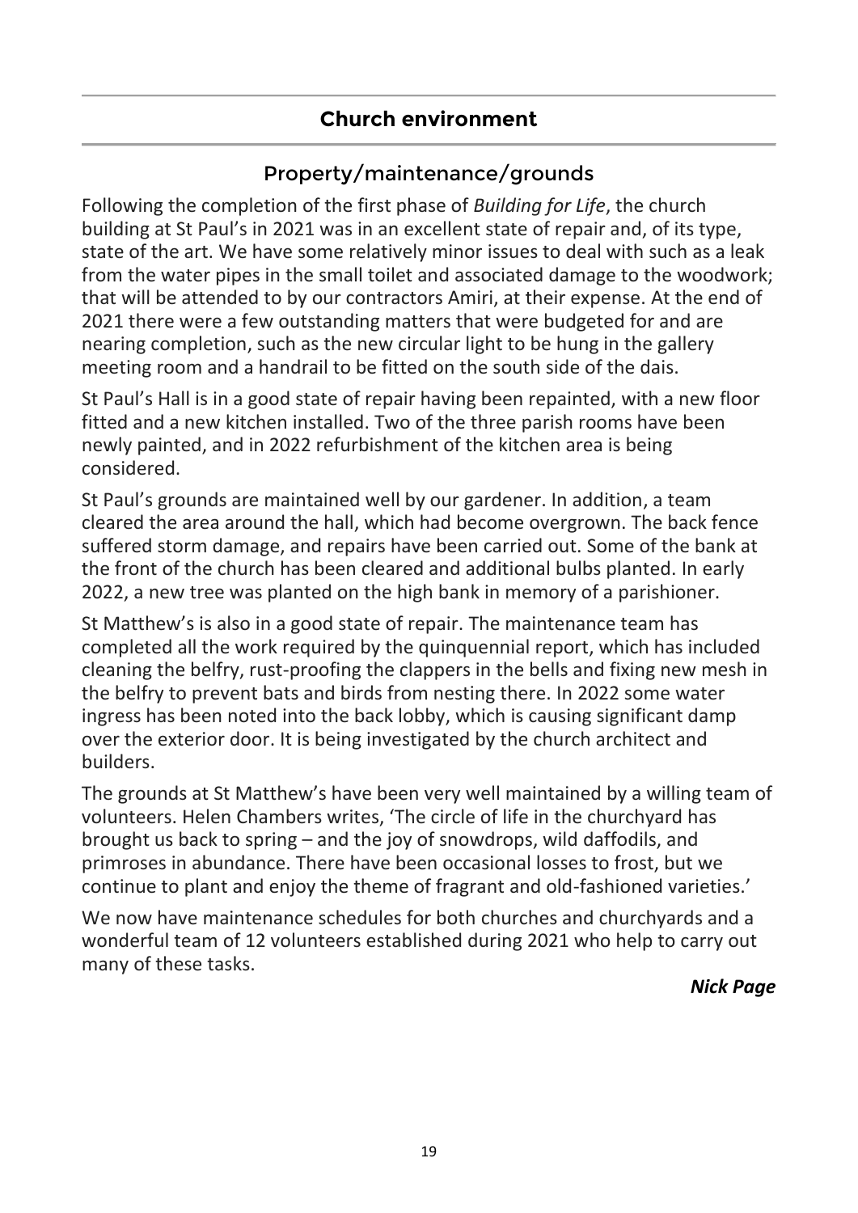## Church environment

### Property/maintenance/grounds

Following the completion of the first phase of *Building for Life*, the church building at St Paul's in 2021 was in an excellent state of repair and, of its type, state of the art. We have some relatively minor issues to deal with such as a leak from the water pipes in the small toilet and associated damage to the woodwork; that will be attended to by our contractors Amiri, at their expense. At the end of 2021 there were a few outstanding matters that were budgeted for and are nearing completion, such as the new circular light to be hung in the gallery meeting room and a handrail to be fitted on the south side of the dais.

St Paul's Hall is in a good state of repair having been repainted, with a new floor fitted and a new kitchen installed. Two of the three parish rooms have been newly painted, and in 2022 refurbishment of the kitchen area is being considered.

St Paul's grounds are maintained well by our gardener. In addition, a team cleared the area around the hall, which had become overgrown. The back fence suffered storm damage, and repairs have been carried out. Some of the bank at the front of the church has been cleared and additional bulbs planted. In early 2022, a new tree was planted on the high bank in memory of a parishioner.

St Matthew's is also in a good state of repair. The maintenance team has completed all the work required by the quinquennial report, which has included cleaning the belfry, rust-proofing the clappers in the bells and fixing new mesh in the belfry to prevent bats and birds from nesting there. In 2022 some water ingress has been noted into the back lobby, which is causing significant damp over the exterior door. It is being investigated by the church architect and builders.

The grounds at St Matthew's have been very well maintained by a willing team of volunteers. Helen Chambers writes, 'The circle of life in the churchyard has brought us back to spring – and the joy of snowdrops, wild daffodils, and primroses in abundance. There have been occasional losses to frost, but we continue to plant and enjoy the theme of fragrant and old-fashioned varieties.'

We now have maintenance schedules for both churches and churchyards and a wonderful team of 12 volunteers established during 2021 who help to carry out many of these tasks.

***Nick Page***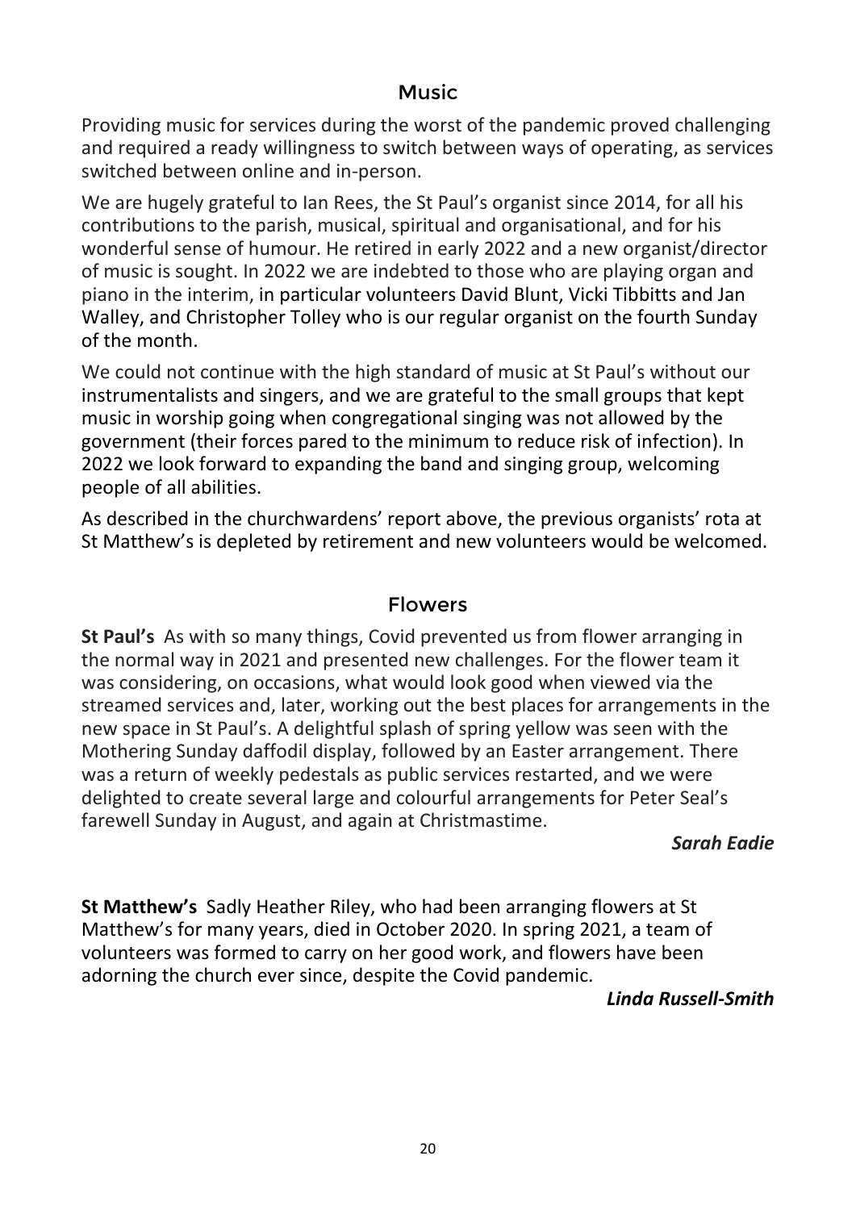## Music

Providing music for services during the worst of the pandemic proved challenging and required a ready willingness to switch between ways of operating, as services switched between online and in-person.

We are hugely grateful to Ian Rees, the St Paul's organist since 2014, for all his contributions to the parish, musical, spiritual and organisational, and for his wonderful sense of humour. He retired in early 2022 and a new organist/director of music is sought. In 2022 we are indebted to those who are playing organ and piano in the interim, in particular volunteers David Blunt, Vicki Tibbitts and Jan Walley, and Christopher Tolley who is our regular organist on the fourth Sunday of the month.

We could not continue with the high standard of music at St Paul's without our instrumentalists and singers, and we are grateful to the small groups that kept music in worship going when congregational singing was not allowed by the government (their forces pared to the minimum to reduce risk of infection). In 2022 we look forward to expanding the band and singing group, welcoming people of all abilities.

As described in the churchwardens' report above, the previous organists' rota at St Matthew's is depleted by retirement and new volunteers would be welcomed.

## Flowers

**St Paul's** As with so many things, Covid prevented us from flower arranging in the normal way in 2021 and presented new challenges. For the flower team it was considering, on occasions, what would look good when viewed via the streamed services and, later, working out the best places for arrangements in the new space in St Paul's. A delightful splash of spring yellow was seen with the Mothering Sunday daffodil display, followed by an Easter arrangement. There was a return of weekly pedestals as public services restarted, and we were delighted to create several large and colourful arrangements for Peter Seal's farewell Sunday in August, and again at Christmastime.

***Sarah Eadie***

**St Matthew's** Sadly Heather Riley, who had been arranging flowers at St Matthew's for many years, died in October 2020. In spring 2021, a team of volunteers was formed to carry on her good work, and flowers have been adorning the church ever since, despite the Covid pandemic.

***Linda Russell-Smith***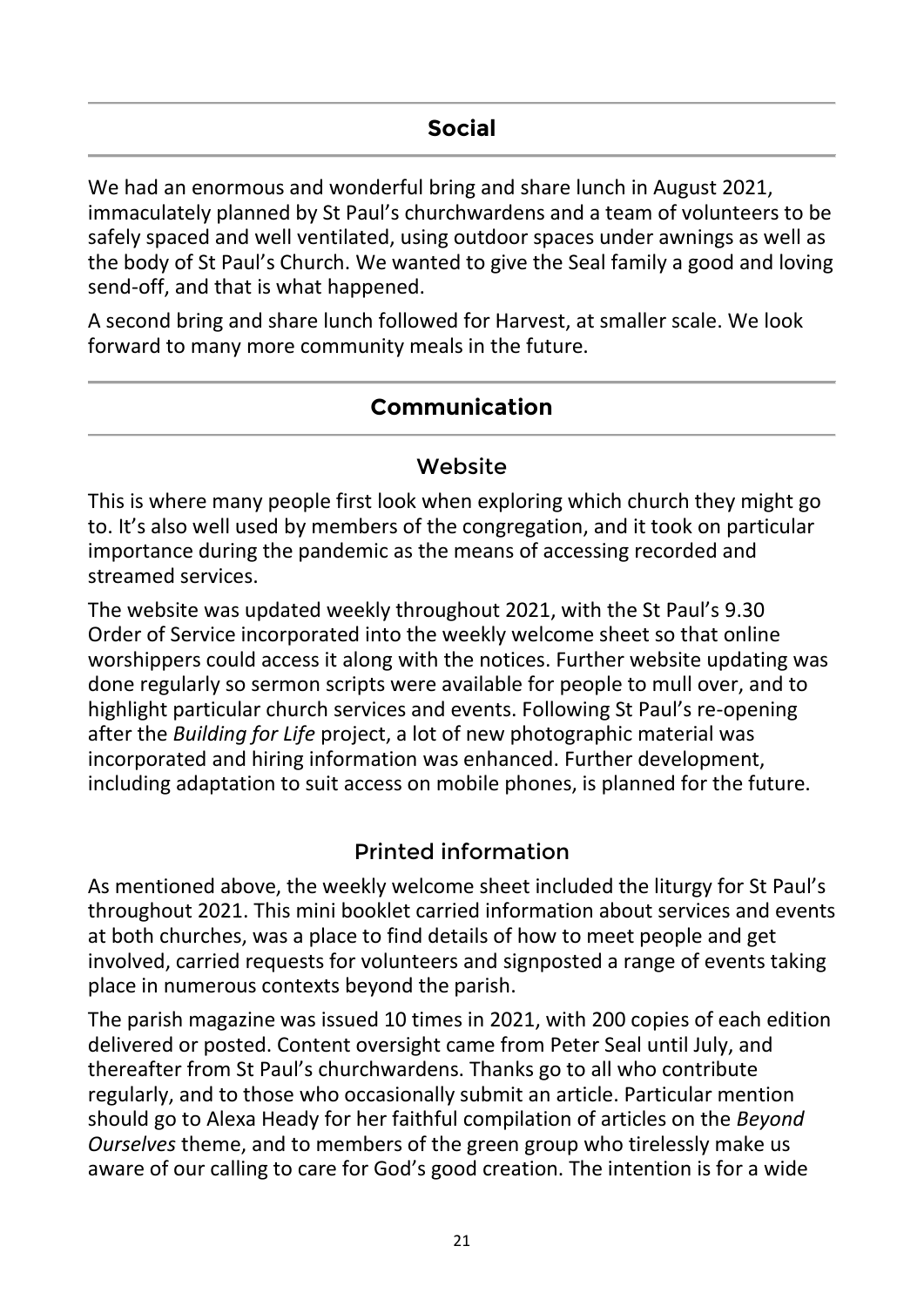## Social

We had an enormous and wonderful bring and share lunch in August 2021, immaculately planned by St Paul's churchwardens and a team of volunteers to be safely spaced and well ventilated, using outdoor spaces under awnings as well as the body of St Paul's Church. We wanted to give the Seal family a good and loving send-off, and that is what happened.

A second bring and share lunch followed for Harvest, at smaller scale. We look forward to many more community meals in the future.

## Communication

### Website

This is where many people first look when exploring which church they might go to. It's also well used by members of the congregation, and it took on particular importance during the pandemic as the means of accessing recorded and streamed services.

The website was updated weekly throughout 2021, with the St Paul's 9.30 Order of Service incorporated into the weekly welcome sheet so that online worshippers could access it along with the notices. Further website updating was done regularly so sermon scripts were available for people to mull over, and to highlight particular church services and events. Following St Paul's re-opening after the *Building for Life* project, a lot of new photographic material was incorporated and hiring information was enhanced. Further development, including adaptation to suit access on mobile phones, is planned for the future.

### Printed information

As mentioned above, the weekly welcome sheet included the liturgy for St Paul's throughout 2021. This mini booklet carried information about services and events at both churches, was a place to find details of how to meet people and get involved, carried requests for volunteers and signposted a range of events taking place in numerous contexts beyond the parish.

The parish magazine was issued 10 times in 2021, with 200 copies of each edition delivered or posted. Content oversight came from Peter Seal until July, and thereafter from St Paul's churchwardens. Thanks go to all who contribute regularly, and to those who occasionally submit an article. Particular mention should go to Alexa Heady for her faithful compilation of articles on the *Beyond Ourselves* theme, and to members of the green group who tirelessly make us aware of our calling to care for God's good creation. The intention is for a wide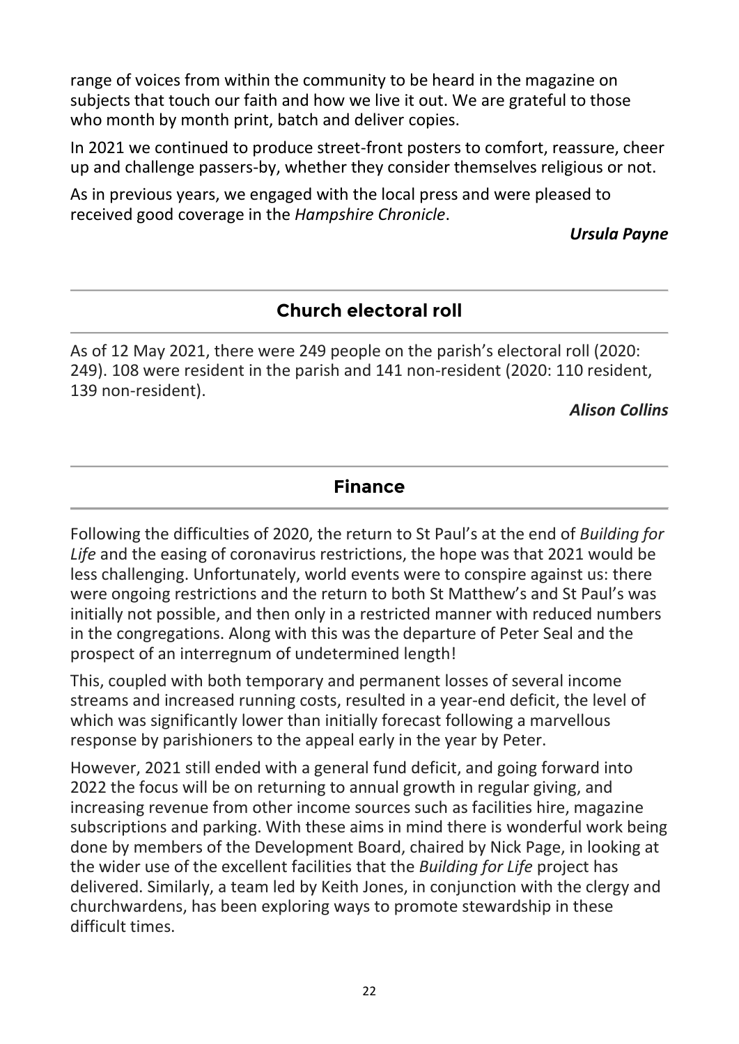range of voices from within the community to be heard in the magazine on subjects that touch our faith and how we live it out. We are grateful to those who month by month print, batch and deliver copies.

In 2021 we continued to produce street-front posters to comfort, reassure, cheer up and challenge passers-by, whether they consider themselves religious or not.

As in previous years, we engaged with the local press and were pleased to received good coverage in the *Hampshire Chronicle*.

***Ursula Payne***

## Church electoral roll

As of 12 May 2021, there were 249 people on the parish's electoral roll (2020: 249). 108 were resident in the parish and 141 non-resident (2020: 110 resident, 139 non-resident).

***Alison Collins***

## Finance

Following the difficulties of 2020, the return to St Paul's at the end of *Building for Life* and the easing of coronavirus restrictions, the hope was that 2021 would be less challenging. Unfortunately, world events were to conspire against us: there were ongoing restrictions and the return to both St Matthew's and St Paul's was initially not possible, and then only in a restricted manner with reduced numbers in the congregations. Along with this was the departure of Peter Seal and the prospect of an interregnum of undetermined length!

This, coupled with both temporary and permanent losses of several income streams and increased running costs, resulted in a year-end deficit, the level of which was significantly lower than initially forecast following a marvellous response by parishioners to the appeal early in the year by Peter.

However, 2021 still ended with a general fund deficit, and going forward into 2022 the focus will be on returning to annual growth in regular giving, and increasing revenue from other income sources such as facilities hire, magazine subscriptions and parking. With these aims in mind there is wonderful work being done by members of the Development Board, chaired by Nick Page, in looking at the wider use of the excellent facilities that the *Building for Life* project has delivered. Similarly, a team led by Keith Jones, in conjunction with the clergy and churchwardens, has been exploring ways to promote stewardship in these difficult times.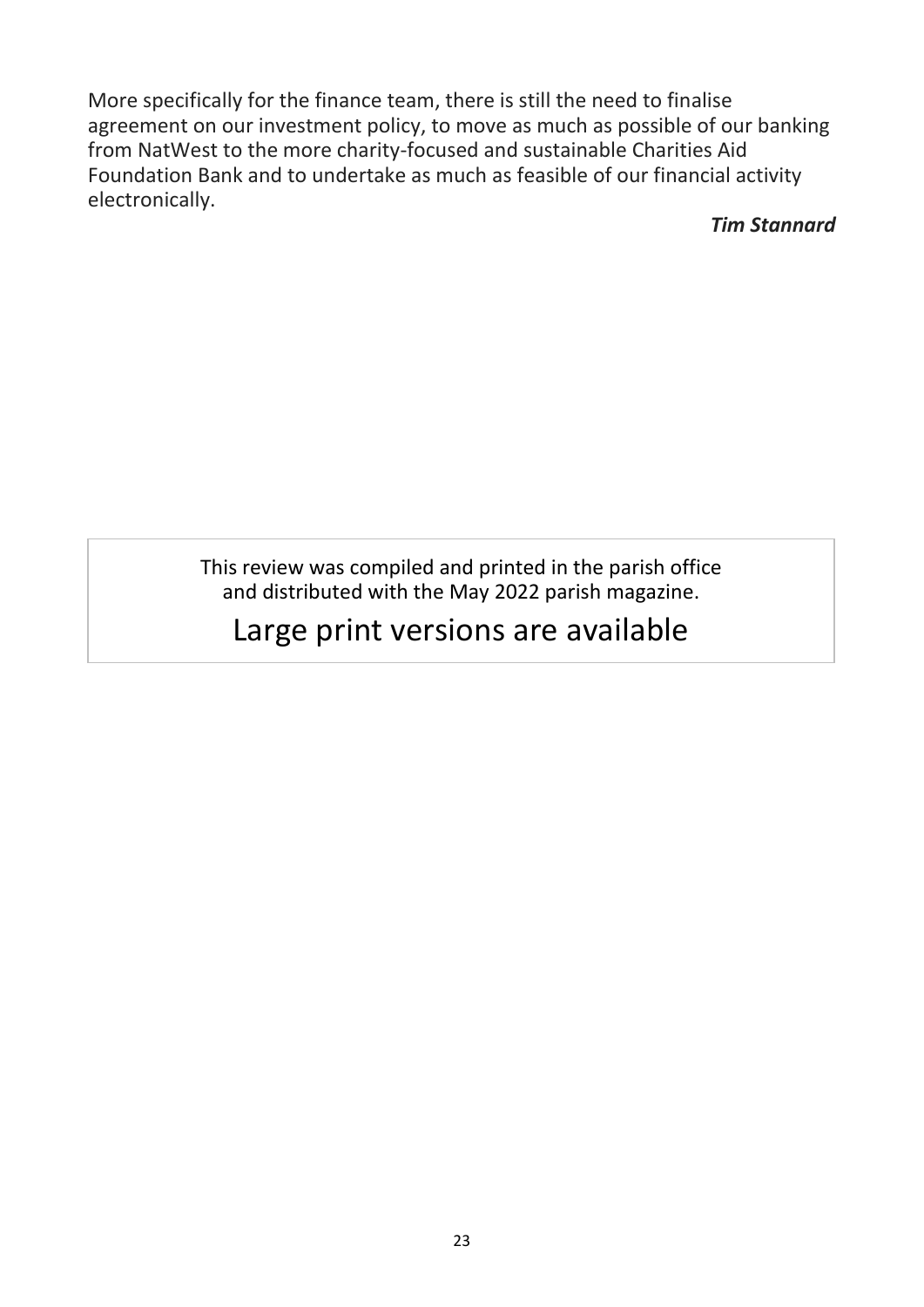More specifically for the finance team, there is still the need to finalise agreement on our investment policy, to move as much as possible of our banking from NatWest to the more charity-focused and sustainable Charities Aid Foundation Bank and to undertake as much as feasible of our financial activity electronically.

***Tim Stannard***

This review was compiled and printed in the parish office and distributed with the May 2022 parish magazine.

Large print versions are available